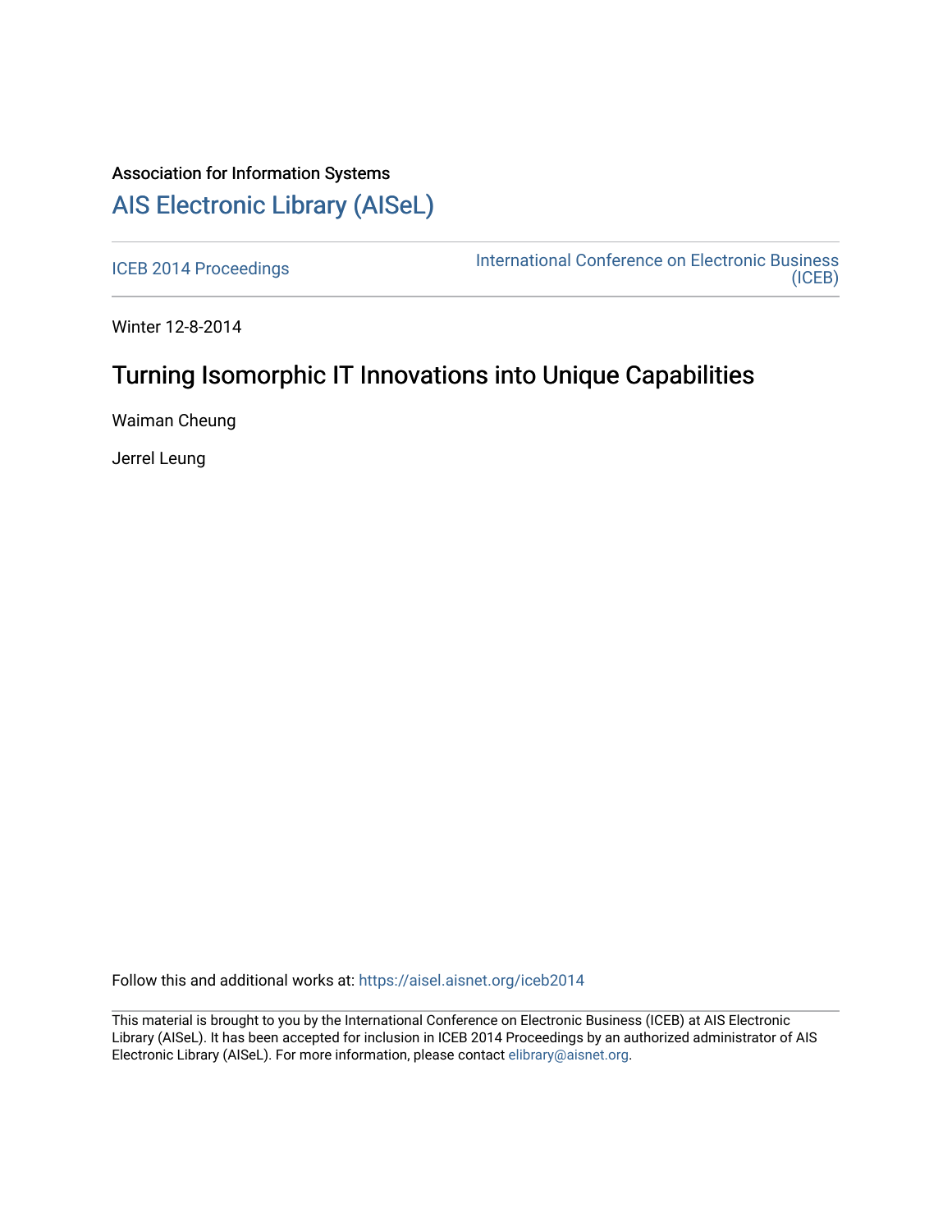Association for Information Systems

# AIS Electronic Library (AISeL)

ICEB 2014 Proceedings

International Conference on Electronic Business (ICEB)

Winter 12-8-2014

## Turning Isomorphic IT Innovations into Unique Capabilities

Waiman Cheung

Jerrel Leung

Follow this and additional works at: https://aisel.aisnet.org/iceb2014

This material is brought to you by the International Conference on Electronic Business (ICEB) at AIS Electronic Library (AISeL). It has been accepted for inclusion in ICEB 2014 Proceedings by an authorized administrator of AIS Electronic Library (AISeL). For more information, please contact elibrary@aisnet.org.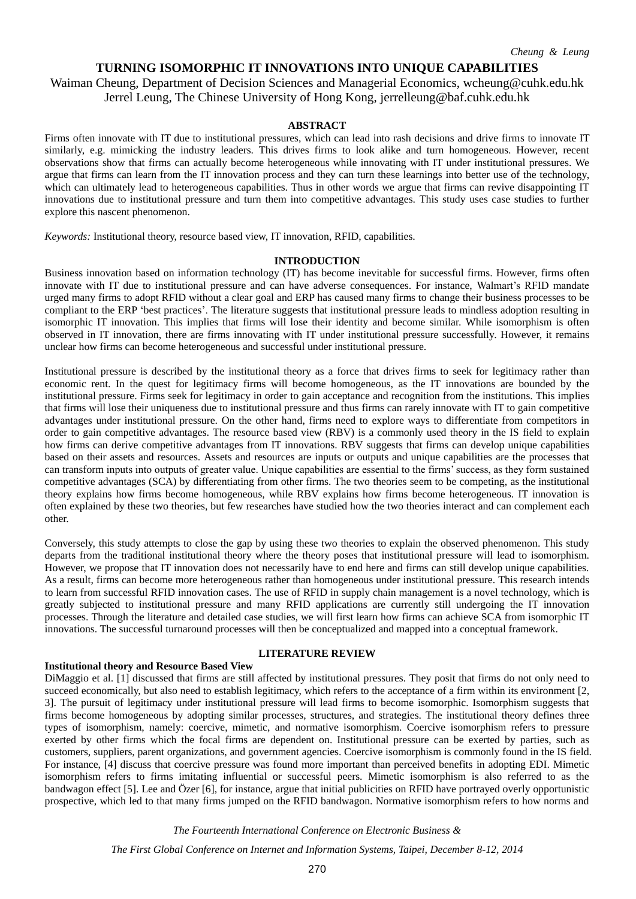# TURNING ISOMORPHIC IT INNOVATIONS INTO UNIQUE CAPABILITIES

Waiman Cheung, Department of Decision Sciences and Managerial Economics, wcheung@cuhk.edu.hk
Jerrel Leung, The Chinese University of Hong Kong, jerrelleung@baf.cuhk.edu.hk

## ABSTRACT

Firms often innovate with IT due to institutional pressures, which can lead into rash decisions and drive firms to innovate IT similarly, e.g. mimicking the industry leaders. This drives firms to look alike and turn homogeneous. However, recent observations show that firms can actually become heterogeneous while innovating with IT under institutional pressures. We argue that firms can learn from the IT innovation process and they can turn these learnings into better use of the technology, which can ultimately lead to heterogeneous capabilities. Thus in other words we argue that firms can revive disappointing IT innovations due to institutional pressure and turn them into competitive advantages. This study uses case studies to further explore this nascent phenomenon.

*Keywords:* Institutional theory, resource based view, IT innovation, RFID, capabilities.

## INTRODUCTION

Business innovation based on information technology (IT) has become inevitable for successful firms. However, firms often innovate with IT due to institutional pressure and can have adverse consequences. For instance, Walmart's RFID mandate urged many firms to adopt RFID without a clear goal and ERP has caused many firms to change their business processes to be compliant to the ERP 'best practices'. The literature suggests that institutional pressure leads to mindless adoption resulting in isomorphic IT innovation. This implies that firms will lose their identity and become similar. While isomorphism is often observed in IT innovation, there are firms innovating with IT under institutional pressure successfully. However, it remains unclear how firms can become heterogeneous and successful under institutional pressure.

Institutional pressure is described by the institutional theory as a force that drives firms to seek for legitimacy rather than economic rent. In the quest for legitimacy firms will become homogeneous, as the IT innovations are bounded by the institutional pressure. Firms seek for legitimacy in order to gain acceptance and recognition from the institutions. This implies that firms will lose their uniqueness due to institutional pressure and thus firms can rarely innovate with IT to gain competitive advantages under institutional pressure. On the other hand, firms need to explore ways to differentiate from competitors in order to gain competitive advantages. The resource based view (RBV) is a commonly used theory in the IS field to explain how firms can derive competitive advantages from IT innovations. RBV suggests that firms can develop unique capabilities based on their assets and resources. Assets and resources are inputs or outputs and unique capabilities are the processes that can transform inputs into outputs of greater value. Unique capabilities are essential to the firms' success, as they form sustained competitive advantages (SCA) by differentiating from other firms. The two theories seem to be competing, as the institutional theory explains how firms become homogeneous, while RBV explains how firms become heterogeneous. IT innovation is often explained by these two theories, but few researches have studied how the two theories interact and can complement each other.

Conversely, this study attempts to close the gap by using these two theories to explain the observed phenomenon. This study departs from the traditional institutional theory where the theory poses that institutional pressure will lead to isomorphism. However, we propose that IT innovation does not necessarily have to end here and firms can still develop unique capabilities. As a result, firms can become more heterogeneous rather than homogeneous under institutional pressure. This research intends to learn from successful RFID innovation cases. The use of RFID in supply chain management is a novel technology, which is greatly subjected to institutional pressure and many RFID applications are currently still undergoing the IT innovation processes. Through the literature and detailed case studies, we will first learn how firms can achieve SCA from isomorphic IT innovations. The successful turnaround processes will then be conceptualized and mapped into a conceptual framework.

## LITERATURE REVIEW

### Institutional theory and Resource Based View

DiMaggio et al. [1] discussed that firms are still affected by institutional pressures. They posit that firms do not only need to succeed economically, but also need to establish legitimacy, which refers to the acceptance of a firm within its environment [2, 3]. The pursuit of legitimacy under institutional pressure will lead firms to become isomorphic. Isomorphism suggests that firms become homogeneous by adopting similar processes, structures, and strategies. The institutional theory defines three types of isomorphism, namely: coercive, mimetic, and normative isomorphism. Coercive isomorphism refers to pressure exerted by other firms which the focal firms are dependent on. Institutional pressure can be exerted by parties, such as customers, suppliers, parent organizations, and government agencies. Coercive isomorphism is commonly found in the IS field. For instance, [4] discuss that coercive pressure was found more important than perceived benefits in adopting EDI. Mimetic isomorphism refers to firms imitating influential or successful peers. Mimetic isomorphism is also referred to as the bandwagon effect [5]. Lee and Özer [6], for instance, argue that initial publicities on RFID have portrayed overly opportunistic prospective, which led to that many firms jumped on the RFID bandwagon. Normative isomorphism refers to how norms and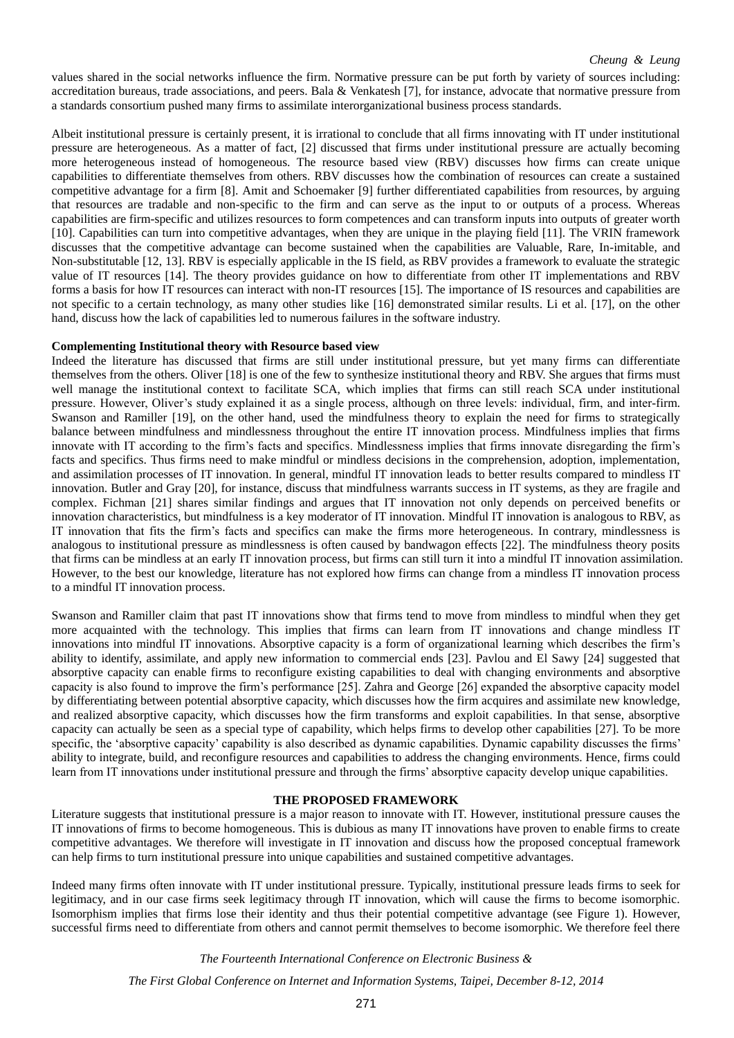values shared in the social networks influence the firm. Normative pressure can be put forth by variety of sources including: accreditation bureaus, trade associations, and peers. Bala & Venkatesh [7], for instance, advocate that normative pressure from a standards consortium pushed many firms to assimilate interorganizational business process standards.

Albeit institutional pressure is certainly present, it is irrational to conclude that all firms innovating with IT under institutional pressure are heterogeneous. As a matter of fact, [2] discussed that firms under institutional pressure are actually becoming more heterogeneous instead of homogeneous. The resource based view (RBV) discusses how firms can create unique capabilities to differentiate themselves from others. RBV discusses how the combination of resources can create a sustained competitive advantage for a firm [8]. Amit and Schoemaker [9] further differentiated capabilities from resources, by arguing that resources are tradable and non-specific to the firm and can serve as the input to or outputs of a process. Whereas capabilities are firm-specific and utilizes resources to form competences and can transform inputs into outputs of greater worth [10]. Capabilities can turn into competitive advantages, when they are unique in the playing field [11]. The VRIN framework discusses that the competitive advantage can become sustained when the capabilities are Valuable, Rare, In-imitable, and Non-substitutable [12, 13]. RBV is especially applicable in the IS field, as RBV provides a framework to evaluate the strategic value of IT resources [14]. The theory provides guidance on how to differentiate from other IT implementations and RBV forms a basis for how IT resources can interact with non-IT resources [15]. The importance of IS resources and capabilities are not specific to a certain technology, as many other studies like [16] demonstrated similar results. Li et al. [17], on the other hand, discuss how the lack of capabilities led to numerous failures in the software industry.

**Complementing Institutional theory with Resource based view**

Indeed the literature has discussed that firms are still under institutional pressure, but yet many firms can differentiate themselves from the others. Oliver [18] is one of the few to synthesize institutional theory and RBV. She argues that firms must well manage the institutional context to facilitate SCA, which implies that firms can still reach SCA under institutional pressure. However, Oliver's study explained it as a single process, although on three levels: individual, firm, and inter-firm. Swanson and Ramiller [19], on the other hand, used the mindfulness theory to explain the need for firms to strategically balance between mindfulness and mindlessness throughout the entire IT innovation process. Mindfulness implies that firms innovate with IT according to the firm's facts and specifics. Mindlessness implies that firms innovate disregarding the firm's facts and specifics. Thus firms need to make mindful or mindless decisions in the comprehension, adoption, implementation, and assimilation processes of IT innovation. In general, mindful IT innovation leads to better results compared to mindless IT innovation. Butler and Gray [20], for instance, discuss that mindfulness warrants success in IT systems, as they are fragile and complex. Fichman [21] shares similar findings and argues that IT innovation not only depends on perceived benefits or innovation characteristics, but mindfulness is a key moderator of IT innovation. Mindful IT innovation is analogous to RBV, as IT innovation that fits the firm's facts and specifics can make the firms more heterogeneous. In contrary, mindlessness is analogous to institutional pressure as mindlessness is often caused by bandwagon effects [22]. The mindfulness theory posits that firms can be mindless at an early IT innovation process, but firms can still turn it into a mindful IT innovation assimilation. However, to the best our knowledge, literature has not explored how firms can change from a mindless IT innovation process to a mindful IT innovation process.

Swanson and Ramiller claim that past IT innovations show that firms tend to move from mindless to mindful when they get more acquainted with the technology. This implies that firms can learn from IT innovations and change mindless IT innovations into mindful IT innovations. Absorptive capacity is a form of organizational learning which describes the firm's ability to identify, assimilate, and apply new information to commercial ends [23]. Pavlou and El Sawy [24] suggested that absorptive capacity can enable firms to reconfigure existing capabilities to deal with changing environments and absorptive capacity is also found to improve the firm's performance [25]. Zahra and George [26] expanded the absorptive capacity model by differentiating between potential absorptive capacity, which discusses how the firm acquires and assimilate new knowledge, and realized absorptive capacity, which discusses how the firm transforms and exploit capabilities. In that sense, absorptive capacity can actually be seen as a special type of capability, which helps firms to develop other capabilities [27]. To be more specific, the 'absorptive capacity' capability is also described as dynamic capabilities. Dynamic capability discusses the firms' ability to integrate, build, and reconfigure resources and capabilities to address the changing environments. Hence, firms could learn from IT innovations under institutional pressure and through the firms' absorptive capacity develop unique capabilities.

## THE PROPOSED FRAMEWORK

Literature suggests that institutional pressure is a major reason to innovate with IT. However, institutional pressure causes the IT innovations of firms to become homogeneous. This is dubious as many IT innovations have proven to enable firms to create competitive advantages. We therefore will investigate in IT innovation and discuss how the proposed conceptual framework can help firms to turn institutional pressure into unique capabilities and sustained competitive advantages.

Indeed many firms often innovate with IT under institutional pressure. Typically, institutional pressure leads firms to seek for legitimacy, and in our case firms seek legitimacy through IT innovation, which will cause the firms to become isomorphic. Isomorphism implies that firms lose their identity and thus their potential competitive advantage (see Figure 1). However, successful firms need to differentiate from others and cannot permit themselves to become isomorphic. We therefore feel there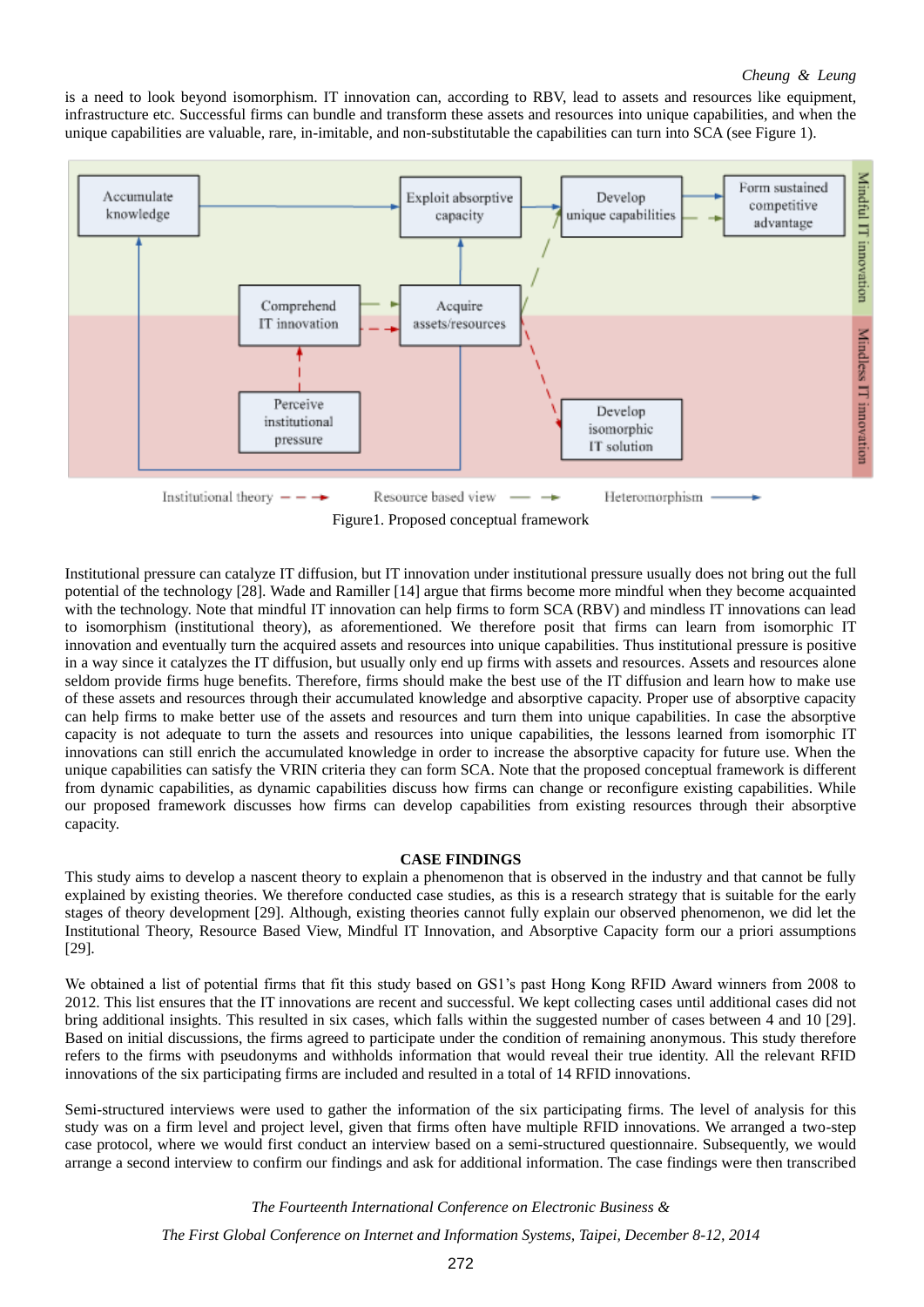is a need to look beyond isomorphism. IT innovation can, according to RBV, lead to assets and resources like equipment, infrastructure etc. Successful firms can bundle and transform these assets and resources into unique capabilities, and when the unique capabilities are valuable, rare, in-imitable, and non-substitutable the capabilities can turn into SCA (see Figure 1).

Figure1. Proposed conceptual framework

Institutional pressure can catalyze IT diffusion, but IT innovation under institutional pressure usually does not bring out the full potential of the technology [28]. Wade and Ramiller [14] argue that firms become more mindful when they become acquainted with the technology. Note that mindful IT innovation can help firms to form SCA (RBV) and mindless IT innovations can lead to isomorphism (institutional theory), as aforementioned. We therefore posit that firms can learn from isomorphic IT innovation and eventually turn the acquired assets and resources into unique capabilities. Thus institutional pressure is positive in a way since it catalyzes the IT diffusion, but usually only end up firms with assets and resources. Assets and resources alone seldom provide firms huge benefits. Therefore, firms should make the best use of the IT diffusion and learn how to make use of these assets and resources through their accumulated knowledge and absorptive capacity. Proper use of absorptive capacity can help firms to make better use of the assets and resources and turn them into unique capabilities. In case the absorptive capacity is not adequate to turn the assets and resources into unique capabilities, the lessons learned from isomorphic IT innovations can still enrich the accumulated knowledge in order to increase the absorptive capacity for future use. When the unique capabilities can satisfy the VRIN criteria they can form SCA. Note that the proposed conceptual framework is different from dynamic capabilities, as dynamic capabilities discuss how firms can change or reconfigure existing capabilities. While our proposed framework discusses how firms can develop capabilities from existing resources through their absorptive capacity.

## CASE FINDINGS

This study aims to develop a nascent theory to explain a phenomenon that is observed in the industry and that cannot be fully explained by existing theories. We therefore conducted case studies, as this is a research strategy that is suitable for the early stages of theory development [29]. Although, existing theories cannot fully explain our observed phenomenon, we did let the Institutional Theory, Resource Based View, Mindful IT Innovation, and Absorptive Capacity form our a priori assumptions [29].

We obtained a list of potential firms that fit this study based on GS1's past Hong Kong RFID Award winners from 2008 to 2012. This list ensures that the IT innovations are recent and successful. We kept collecting cases until additional cases did not bring additional insights. This resulted in six cases, which falls within the suggested number of cases between 4 and 10 [29]. Based on initial discussions, the firms agreed to participate under the condition of remaining anonymous. This study therefore refers to the firms with pseudonyms and withholds information that would reveal their true identity. All the relevant RFID innovations of the six participating firms are included and resulted in a total of 14 RFID innovations.

Semi-structured interviews were used to gather the information of the six participating firms. The level of analysis for this study was on a firm level and project level, given that firms often have multiple RFID innovations. We arranged a two-step case protocol, where we would first conduct an interview based on a semi-structured questionnaire. Subsequently, we would arrange a second interview to confirm our findings and ask for additional information. The case findings were then transcribed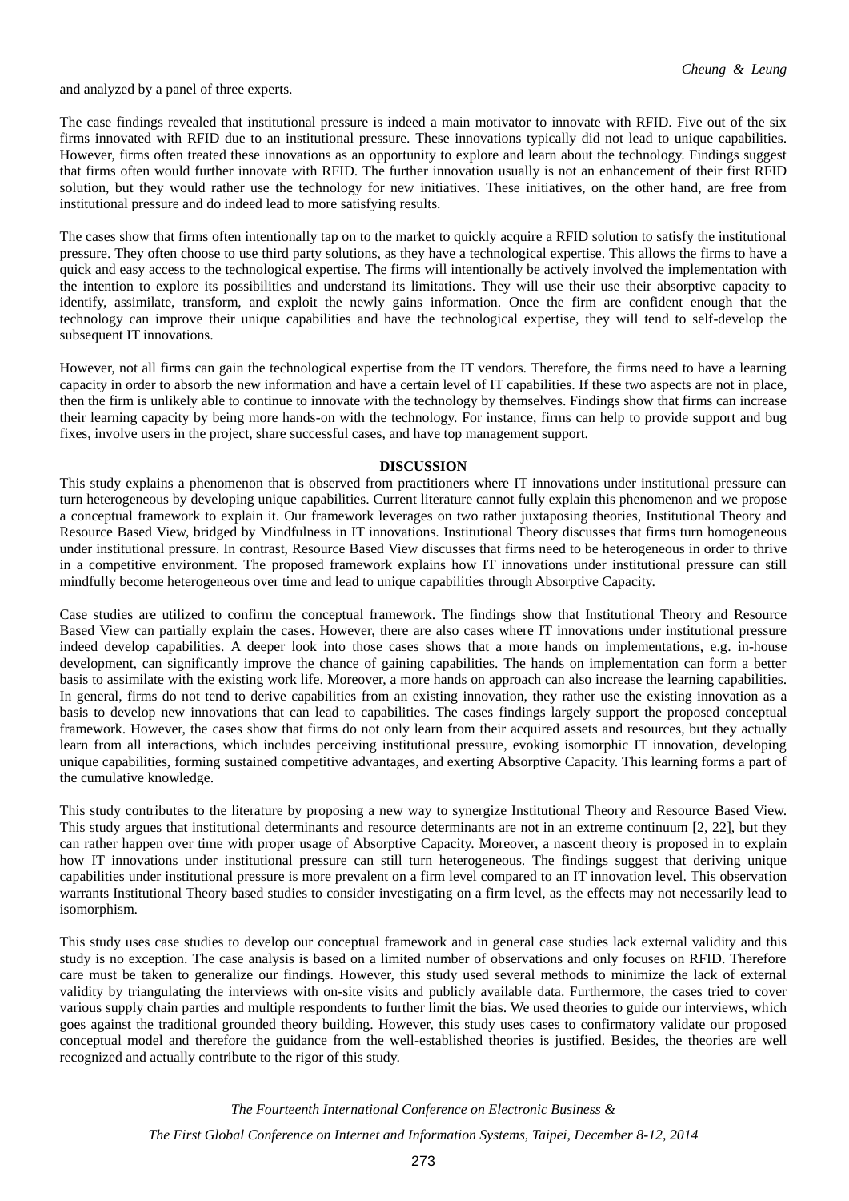and analyzed by a panel of three experts.

The case findings revealed that institutional pressure is indeed a main motivator to innovate with RFID. Five out of the six firms innovated with RFID due to an institutional pressure. These innovations typically did not lead to unique capabilities. However, firms often treated these innovations as an opportunity to explore and learn about the technology. Findings suggest that firms often would further innovate with RFID. The further innovation usually is not an enhancement of their first RFID solution, but they would rather use the technology for new initiatives. These initiatives, on the other hand, are free from institutional pressure and do indeed lead to more satisfying results.

The cases show that firms often intentionally tap on to the market to quickly acquire a RFID solution to satisfy the institutional pressure. They often choose to use third party solutions, as they have a technological expertise. This allows the firms to have a quick and easy access to the technological expertise. The firms will intentionally be actively involved the implementation with the intention to explore its possibilities and understand its limitations. They will use their use their absorptive capacity to identify, assimilate, transform, and exploit the newly gains information. Once the firm are confident enough that the technology can improve their unique capabilities and have the technological expertise, they will tend to self-develop the subsequent IT innovations.

However, not all firms can gain the technological expertise from the IT vendors. Therefore, the firms need to have a learning capacity in order to absorb the new information and have a certain level of IT capabilities. If these two aspects are not in place, then the firm is unlikely able to continue to innovate with the technology by themselves. Findings show that firms can increase their learning capacity by being more hands-on with the technology. For instance, firms can help to provide support and bug fixes, involve users in the project, share successful cases, and have top management support.

## DISCUSSION

This study explains a phenomenon that is observed from practitioners where IT innovations under institutional pressure can turn heterogeneous by developing unique capabilities. Current literature cannot fully explain this phenomenon and we propose a conceptual framework to explain it. Our framework leverages on two rather juxtaposing theories, Institutional Theory and Resource Based View, bridged by Mindfulness in IT innovations. Institutional Theory discusses that firms turn homogeneous under institutional pressure. In contrast, Resource Based View discusses that firms need to be heterogeneous in order to thrive in a competitive environment. The proposed framework explains how IT innovations under institutional pressure can still mindfully become heterogeneous over time and lead to unique capabilities through Absorptive Capacity.

Case studies are utilized to confirm the conceptual framework. The findings show that Institutional Theory and Resource Based View can partially explain the cases. However, there are also cases where IT innovations under institutional pressure indeed develop capabilities. A deeper look into those cases shows that a more hands on implementations, e.g. in-house development, can significantly improve the chance of gaining capabilities. The hands on implementation can form a better basis to assimilate with the existing work life. Moreover, a more hands on approach can also increase the learning capabilities. In general, firms do not tend to derive capabilities from an existing innovation, they rather use the existing innovation as a basis to develop new innovations that can lead to capabilities. The cases findings largely support the proposed conceptual framework. However, the cases show that firms do not only learn from their acquired assets and resources, but they actually learn from all interactions, which includes perceiving institutional pressure, evoking isomorphic IT innovation, developing unique capabilities, forming sustained competitive advantages, and exerting Absorptive Capacity. This learning forms a part of the cumulative knowledge.

This study contributes to the literature by proposing a new way to synergize Institutional Theory and Resource Based View. This study argues that institutional determinants and resource determinants are not in an extreme continuum [2, 22], but they can rather happen over time with proper usage of Absorptive Capacity. Moreover, a nascent theory is proposed in to explain how IT innovations under institutional pressure can still turn heterogeneous. The findings suggest that deriving unique capabilities under institutional pressure is more prevalent on a firm level compared to an IT innovation level. This observation warrants Institutional Theory based studies to consider investigating on a firm level, as the effects may not necessarily lead to isomorphism.

This study uses case studies to develop our conceptual framework and in general case studies lack external validity and this study is no exception. The case analysis is based on a limited number of observations and only focuses on RFID. Therefore care must be taken to generalize our findings. However, this study used several methods to minimize the lack of external validity by triangulating the interviews with on-site visits and publicly available data. Furthermore, the cases tried to cover various supply chain parties and multiple respondents to further limit the bias. We used theories to guide our interviews, which goes against the traditional grounded theory building. However, this study uses cases to confirmatory validate our proposed conceptual model and therefore the guidance from the well-established theories is justified. Besides, the theories are well recognized and actually contribute to the rigor of this study.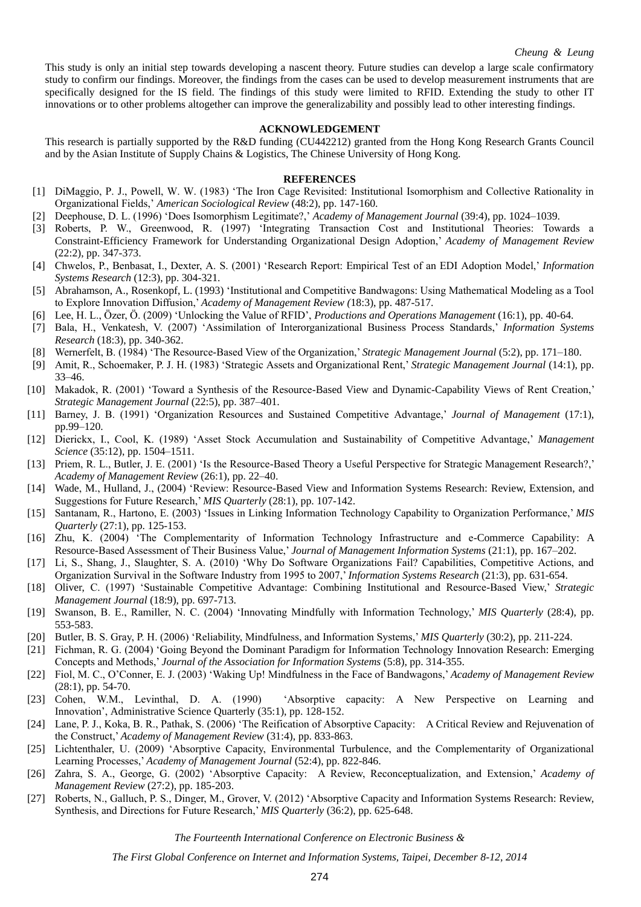This study is only an initial step towards developing a nascent theory. Future studies can develop a large scale confirmatory study to confirm our findings. Moreover, the findings from the cases can be used to develop measurement instruments that are specifically designed for the IS field. The findings of this study were limited to RFID. Extending the study to other IT innovations or to other problems altogether can improve the generalizability and possibly lead to other interesting findings.

## ACKNOWLEDGEMENT

This research is partially supported by the R&D funding (CU442212) granted from the Hong Kong Research Grants Council and by the Asian Institute of Supply Chains & Logistics, The Chinese University of Hong Kong.

## REFERENCES

[1] DiMaggio, P. J., Powell, W. W. (1983) 'The Iron Cage Revisited: Institutional Isomorphism and Collective Rationality in Organizational Fields,' *American Sociological Review* (48:2), pp. 147-160.

[2] Deephouse, D. L. (1996) 'Does Isomorphism Legitimate?,' *Academy of Management Journal* (39:4), pp. 1024–1039.

[3] Roberts, P. W., Greenwood, R. (1997) 'Integrating Transaction Cost and Institutional Theories: Towards a Constraint-Efficiency Framework for Understanding Organizational Design Adoption,' *Academy of Management Review* (22:2), pp. 347-373.

[4] Chwelos, P., Benbasat, I., Dexter, A. S. (2001) 'Research Report: Empirical Test of an EDI Adoption Model,' *Information Systems Research* (12:3), pp. 304-321.

[5] Abrahamson, A., Rosenkopf, L. (1993) 'Institutional and Competitive Bandwagons: Using Mathematical Modeling as a Tool to Explore Innovation Diffusion,' *Academy of Management Review (*18:3), pp. 487-517.

[6] Lee, H. L., Özer, Ö. (2009) 'Unlocking the Value of RFID', *Productions and Operations Management* (16:1), pp. 40-64.

[7] Bala, H., Venkatesh, V. (2007) 'Assimilation of Interorganizational Business Process Standards,' *Information Systems Research* (18:3), pp. 340-362.

[8] Wernerfelt, B. (1984) 'The Resource-Based View of the Organization,' *Strategic Management Journal* (5:2), pp. 171–180.

[9] Amit, R., Schoemaker, P. J. H. (1983) 'Strategic Assets and Organizational Rent,' *Strategic Management Journal* (14:1), pp. 33–46.

[10] Makadok, R. (2001) 'Toward a Synthesis of the Resource-Based View and Dynamic-Capability Views of Rent Creation,' *Strategic Management Journal* (22:5), pp. 387–401.

[11] Barney, J. B. (1991) 'Organization Resources and Sustained Competitive Advantage,' *Journal of Management* (17:1), pp.99–120.

[12] Dierickx, I., Cool, K. (1989) 'Asset Stock Accumulation and Sustainability of Competitive Advantage,' *Management Science* (35:12), pp. 1504–1511.

[13] Priem, R. L., Butler, J. E. (2001) 'Is the Resource-Based Theory a Useful Perspective for Strategic Management Research?,' *Academy of Management Review* (26:1), pp. 22–40.

[14] Wade, M., Hulland, J., (2004) 'Review: Resource-Based View and Information Systems Research: Review, Extension, and Suggestions for Future Research,' *MIS Quarterly* (28:1), pp. 107-142.

[15] Santanam, R., Hartono, E. (2003) 'Issues in Linking Information Technology Capability to Organization Performance,' *MIS Quarterly* (27:1), pp. 125-153.

[16] Zhu, K. (2004) 'The Complementarity of Information Technology Infrastructure and e-Commerce Capability: A Resource-Based Assessment of Their Business Value,' *Journal of Management Information Systems* (21:1), pp. 167–202.

[17] Li, S., Shang, J., Slaughter, S. A. (2010) 'Why Do Software Organizations Fail? Capabilities, Competitive Actions, and Organization Survival in the Software Industry from 1995 to 2007,' *Information Systems Research* (21:3), pp. 631-654.

[18] Oliver, C. (1997) 'Sustainable Competitive Advantage: Combining Institutional and Resource-Based View,' *Strategic Management Journal* (18:9), pp. 697-713.

[19] Swanson, B. E., Ramiller, N. C. (2004) 'Innovating Mindfully with Information Technology,' *MIS Quarterly* (28:4), pp. 553-583.

[20] Butler, B. S. Gray, P. H. (2006) 'Reliability, Mindfulness, and Information Systems,' *MIS Quarterly* (30:2), pp. 211-224.

[21] Fichman, R. G. (2004) 'Going Beyond the Dominant Paradigm for Information Technology Innovation Research: Emerging Concepts and Methods,' *Journal of the Association for Information Systems* (5:8), pp. 314-355.

[22] Fiol, M. C., O'Conner, E. J. (2003) 'Waking Up! Mindfulness in the Face of Bandwagons,' *Academy of Management Review* (28:1), pp. 54-70.

[23] Cohen, W.M., Levinthal, D. A. (1990) 'Absorptive capacity: A New Perspective on Learning and Innovation', Administrative Science Quarterly (35:1), pp. 128-152.

[24] Lane, P. J., Koka, B. R., Pathak, S. (2006) 'The Reification of Absorptive Capacity: A Critical Review and Rejuvenation of the Construct,' *Academy of Management Review* (31:4), pp. 833-863.

[25] Lichtenthaler, U. (2009) 'Absorptive Capacity, Environmental Turbulence, and the Complementarity of Organizational Learning Processes,' *Academy of Management Journal* (52:4), pp. 822-846.

[26] Zahra, S. A., George, G. (2002) 'Absorptive Capacity: A Review, Reconceptualization, and Extension,' *Academy of Management Review* (27:2), pp. 185-203.

[27] Roberts, N., Galluch, P. S., Dinger, M., Grover, V. (2012) 'Absorptive Capacity and Information Systems Research: Review, Synthesis, and Directions for Future Research,' *MIS Quarterly* (36:2), pp. 625-648.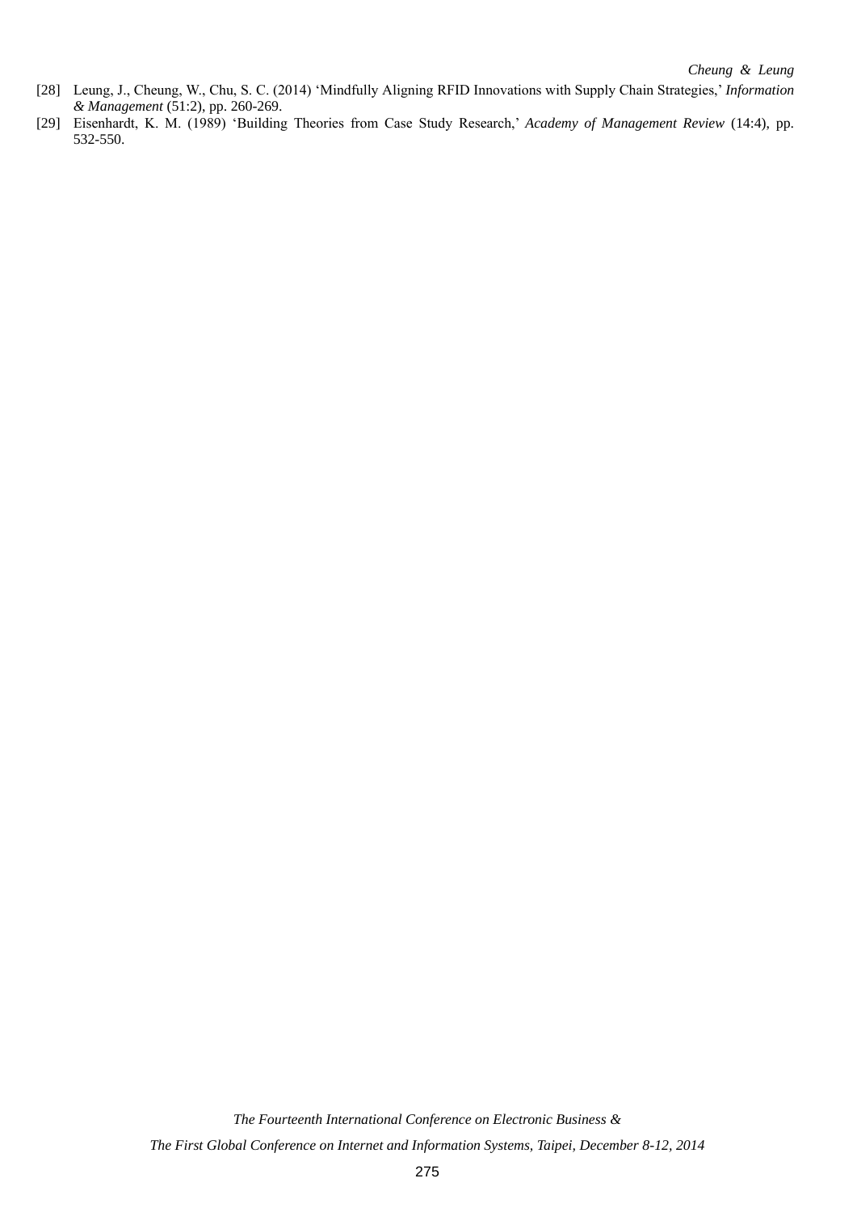[28] Leung, J., Cheung, W., Chu, S. C. (2014) 'Mindfully Aligning RFID Innovations with Supply Chain Strategies,' *Information & Management* (51:2), pp. 260-269.

[29] Eisenhardt, K. M. (1989) 'Building Theories from Case Study Research,' *Academy of Management Review* (14:4), pp. 532-550.